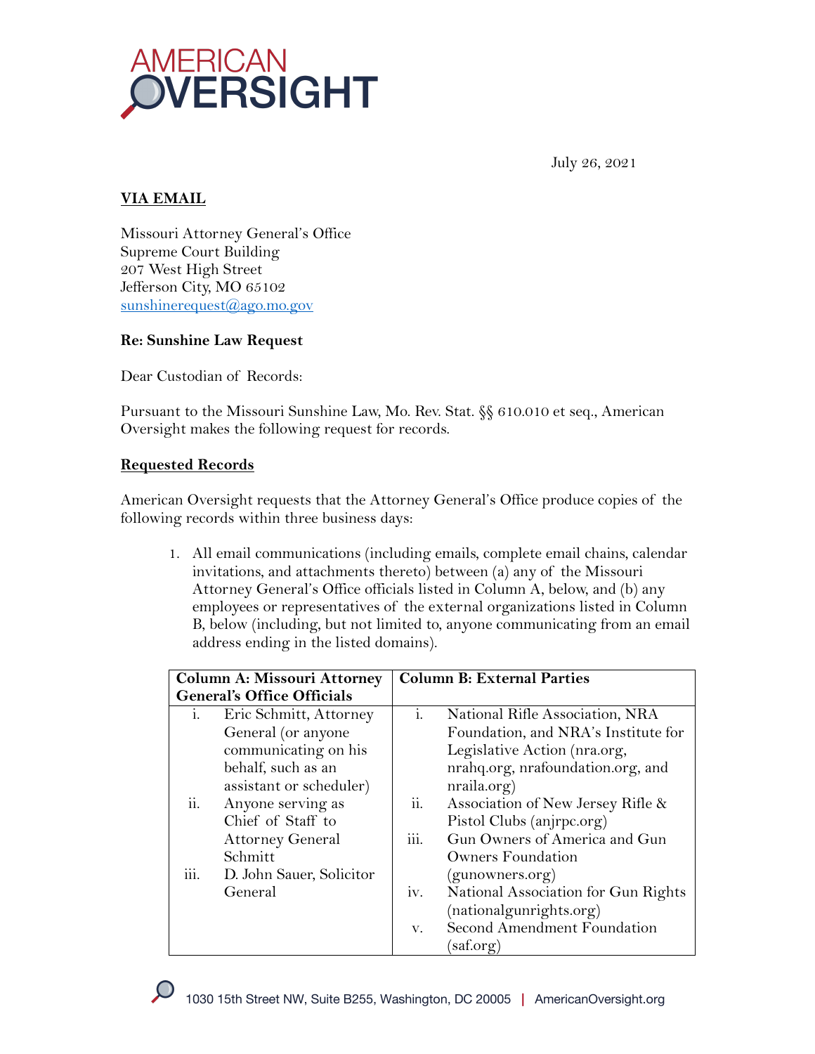AMERICAN OVERSIGHT

July 26, 2021

**VIA EMAIL**

Missouri Attorney General's Office
Supreme Court Building
207 West High Street
Jefferson City, MO 65102
sunshinerequest@ago.mo.gov

**Re: Sunshine Law Request**

Dear Custodian of Records:

Pursuant to the Missouri Sunshine Law, Mo. Rev. Stat. §§ 610.010 et seq., American Oversight makes the following request for records.

**Requested Records**

American Oversight requests that the Attorney General's Office produce copies of the following records within three business days:

1. All email communications (including emails, complete email chains, calendar invitations, and attachments thereto) between (a) any of the Missouri Attorney General's Office officials listed in Column A, below, and (b) any employees or representatives of the external organizations listed in Column B, below (including, but not limited to, anyone communicating from an email address ending in the listed domains).

| Column A: Missouri Attorney General's Office Officials | Column B: External Parties |
|---|---|
| i. Eric Schmitt, Attorney General (or anyone communicating on his behalf, such as an assistant or scheduler)<br>ii. Anyone serving as Chief of Staff to Attorney General Schmitt<br>iii. D. John Sauer, Solicitor General | i. National Rifle Association, NRA Foundation, and NRA's Institute for Legislative Action (nra.org, nrahq.org, nrafoundation.org, and nraila.org)<br>ii. Association of New Jersey Rifle & Pistol Clubs (anjrpc.org)<br>iii. Gun Owners of America and Gun Owners Foundation (gunowners.org)<br>iv. National Association for Gun Rights (nationalgunrights.org)<br>v. Second Amendment Foundation (saf.org) |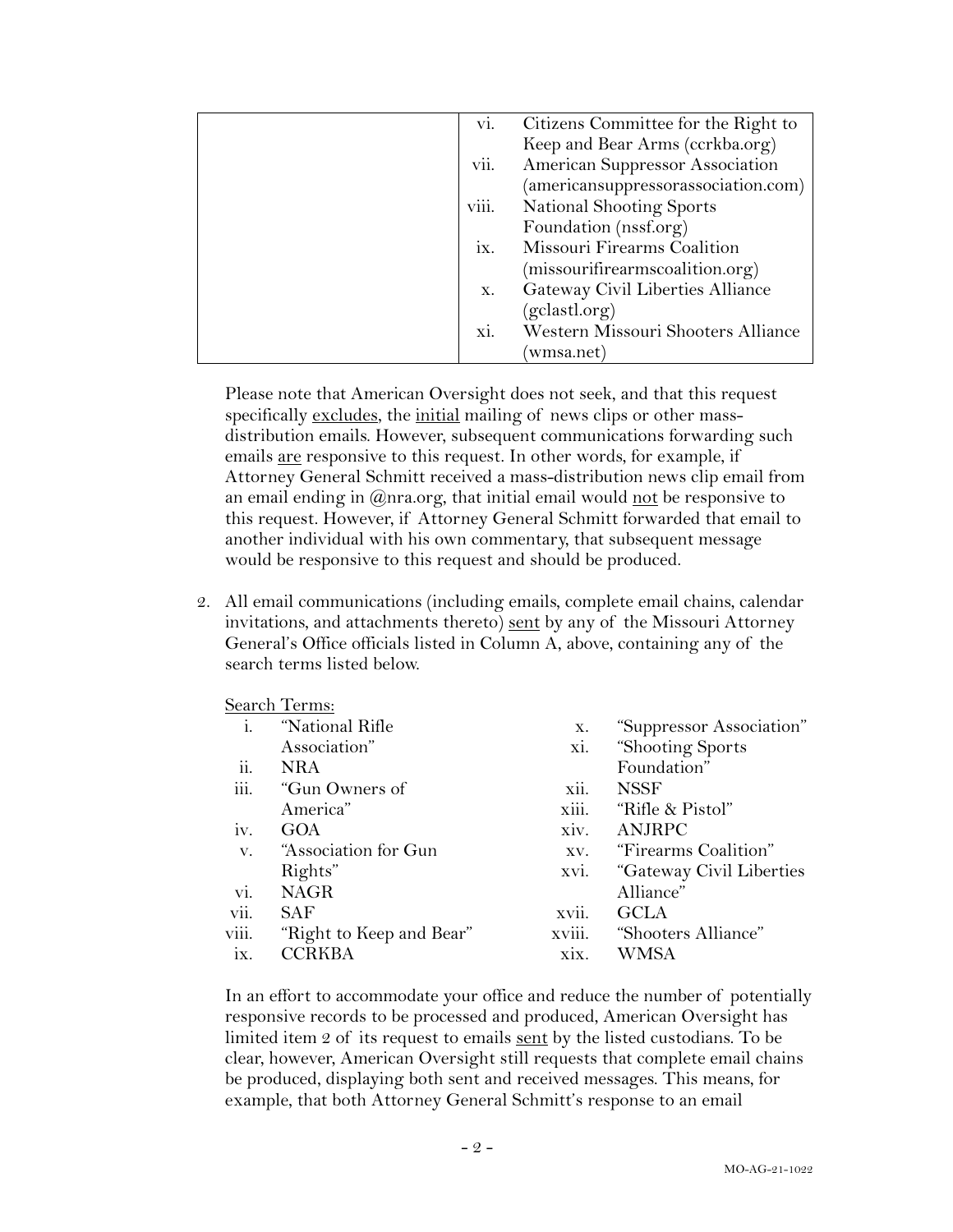| | |
|---|---|
| | vi. Citizens Committee for the Right to Keep and Bear Arms (ccrkba.org) |
| | vii. American Suppressor Association (americansuppressorassociation.com) |
| | viii. National Shooting Sports Foundation (nssf.org) |
| | ix. Missouri Firearms Coalition (missourifirearmscoalition.org) |
| | x. Gateway Civil Liberties Alliance (gclastl.org) |
| | xi. Western Missouri Shooters Alliance (wmsa.net) |

Please note that American Oversight does not seek, and that this request specifically excludes, the initial mailing of news clips or other mass-distribution emails. However, subsequent communications forwarding such emails are responsive to this request. In other words, for example, if Attorney General Schmitt received a mass-distribution news clip email from an email ending in @nra.org, that initial email would not be responsive to this request. However, if Attorney General Schmitt forwarded that email to another individual with his own commentary, that subsequent message would be responsive to this request and should be produced.

2. All email communications (including emails, complete email chains, calendar invitations, and attachments thereto) sent by any of the Missouri Attorney General's Office officials listed in Column A, above, containing any of the search terms listed below.

Search Terms:

i. "National Rifle Association"
ii. NRA
iii. "Gun Owners of America"
iv. GOA
v. "Association for Gun Rights"
vi. NAGR
vii. SAF
viii. "Right to Keep and Bear"
ix. CCRKBA
x. "Suppressor Association"
xi. "Shooting Sports Foundation"
xii. NSSF
xiii. "Rifle & Pistol"
xiv. ANJRPC
xv. "Firearms Coalition"
xvi. "Gateway Civil Liberties Alliance"
xvii. GCLA
xviii. "Shooters Alliance"
xix. WMSA

In an effort to accommodate your office and reduce the number of potentially responsive records to be processed and produced, American Oversight has limited item 2 of its request to emails sent by the listed custodians. To be clear, however, American Oversight still requests that complete email chains be produced, displaying both sent and received messages. This means, for example, that both Attorney General Schmitt's response to an email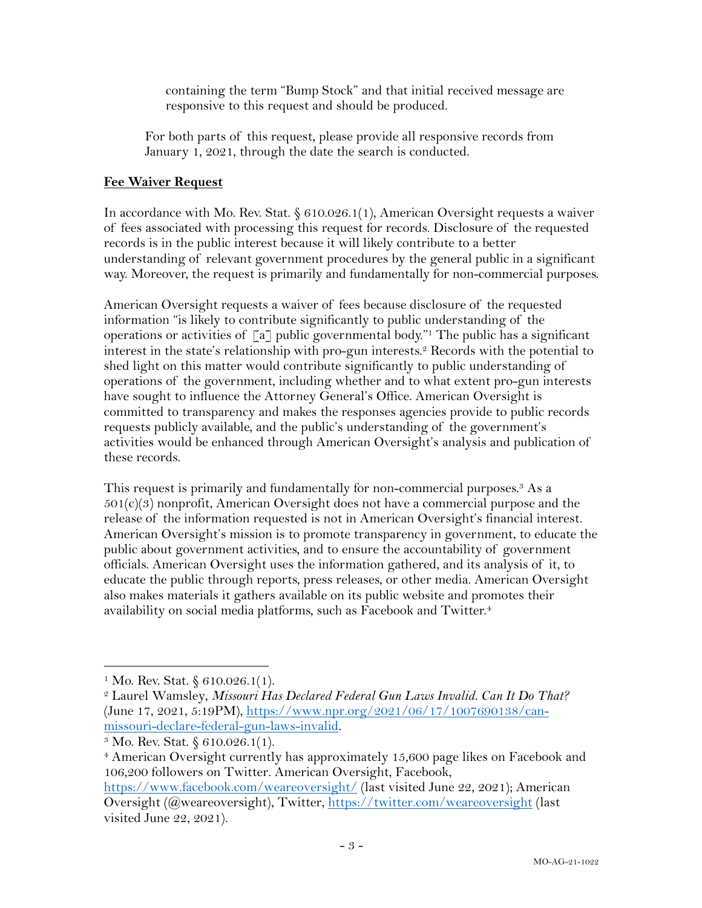containing the term "Bump Stock" and that initial received message are responsive to this request and should be produced.

For both parts of this request, please provide all responsive records from January 1, 2021, through the date the search is conducted.

**Fee Waiver Request**

In accordance with Mo. Rev. Stat. § 610.026.1(1), American Oversight requests a waiver of fees associated with processing this request for records. Disclosure of the requested records is in the public interest because it will likely contribute to a better understanding of relevant government procedures by the general public in a significant way. Moreover, the request is primarily and fundamentally for non-commercial purposes.

American Oversight requests a waiver of fees because disclosure of the requested information "is likely to contribute significantly to public understanding of the operations or activities of [a] public governmental body."[1] The public has a significant interest in the state's relationship with pro-gun interests.[2] Records with the potential to shed light on this matter would contribute significantly to public understanding of operations of the government, including whether and to what extent pro-gun interests have sought to influence the Attorney General's Office. American Oversight is committed to transparency and makes the responses agencies provide to public records requests publicly available, and the public's understanding of the government's activities would be enhanced through American Oversight's analysis and publication of these records.

This request is primarily and fundamentally for non-commercial purposes.[3] As a 501(c)(3) nonprofit, American Oversight does not have a commercial purpose and the release of the information requested is not in American Oversight's financial interest. American Oversight's mission is to promote transparency in government, to educate the public about government activities, and to ensure the accountability of government officials. American Oversight uses the information gathered, and its analysis of it, to educate the public through reports, press releases, or other media. American Oversight also makes materials it gathers available on its public website and promotes their availability on social media platforms, such as Facebook and Twitter.[4]

---

[1] Mo. Rev. Stat. § 610.026.1(1).

[2] Laurel Wamsley, *Missouri Has Declared Federal Gun Laws Invalid. Can It Do That?* (June 17, 2021, 5:19PM), https://www.npr.org/2021/06/17/1007690138/can-missouri-declare-federal-gun-laws-invalid.

[3] Mo. Rev. Stat. § 610.026.1(1).

[4] American Oversight currently has approximately 15,600 page likes on Facebook and 106,200 followers on Twitter. American Oversight, Facebook, https://www.facebook.com/weareoversight/ (last visited June 22, 2021); American Oversight (@weareoversight), Twitter, https://twitter.com/weareoversight (last visited June 22, 2021).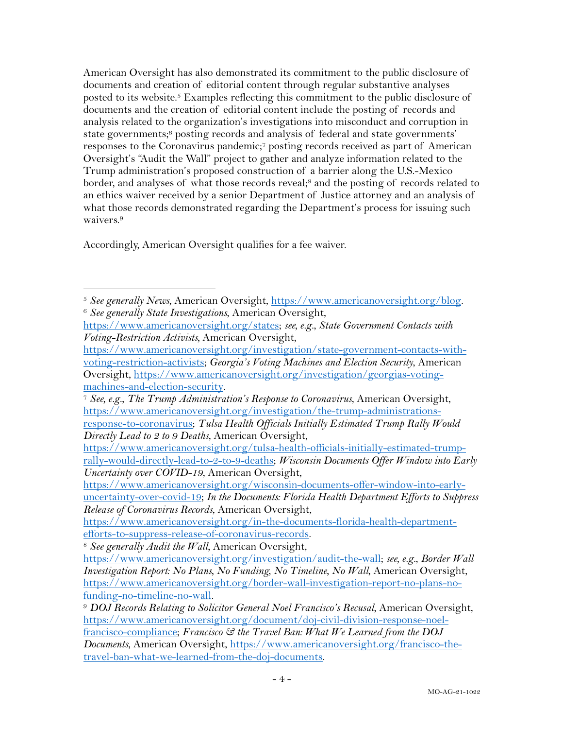American Oversight has also demonstrated its commitment to the public disclosure of documents and creation of editorial content through regular substantive analyses posted to its website.[5] Examples reflecting this commitment to the public disclosure of documents and the creation of editorial content include the posting of records and analysis related to the organization's investigations into misconduct and corruption in state governments;[6] posting records and analysis of federal and state governments' responses to the Coronavirus pandemic;[7] posting records received as part of American Oversight's "Audit the Wall" project to gather and analyze information related to the Trump administration's proposed construction of a barrier along the U.S.-Mexico border, and analyses of what those records reveal;[8] and the posting of records related to an ethics waiver received by a senior Department of Justice attorney and an analysis of what those records demonstrated regarding the Department's process for issuing such waivers.[9]

Accordingly, American Oversight qualifies for a fee waiver.

---

[5] *See generally News*, American Oversight, https://www.americanoversight.org/blog.

[6] *See generally State Investigations*, American Oversight, https://www.americanoversight.org/states; *see, e.g.*, *State Government Contacts with Voting-Restriction Activists*, American Oversight, https://www.americanoversight.org/investigation/state-government-contacts-with-voting-restriction-activists; *Georgia's Voting Machines and Election Security*, American Oversight, https://www.americanoversight.org/investigation/georgias-voting-machines-and-election-security.

[7] *See, e.g.*, *The Trump Administration's Response to Coronavirus*, American Oversight, https://www.americanoversight.org/investigation/the-trump-administrations-response-to-coronavirus; *Tulsa Health Officials Initially Estimated Trump Rally Would Directly Lead to 2 to 9 Deaths*, American Oversight, https://www.americanoversight.org/tulsa-health-officials-initially-estimated-trump-rally-would-directly-lead-to-2-to-9-deaths; *Wisconsin Documents Offer Window into Early Uncertainty over COVID-19*, American Oversight, https://www.americanoversight.org/wisconsin-documents-offer-window-into-early-uncertainty-over-covid-19; *In the Documents: Florida Health Department Efforts to Suppress Release of Coronavirus Records*, American Oversight, https://www.americanoversight.org/in-the-documents-florida-health-department-efforts-to-suppress-release-of-coronavirus-records.

[8] *See generally Audit the Wall*, American Oversight, https://www.americanoversight.org/investigation/audit-the-wall; *see, e.g.*, *Border Wall Investigation Report: No Plans, No Funding, No Timeline, No Wall*, American Oversight, https://www.americanoversight.org/border-wall-investigation-report-no-plans-no-funding-no-timeline-no-wall.

[9] *DOJ Records Relating to Solicitor General Noel Francisco's Recusal*, American Oversight, https://www.americanoversight.org/document/doj-civil-division-response-noel-francisco-compliance; *Francisco & the Travel Ban: What We Learned from the DOJ Documents*, American Oversight, https://www.americanoversight.org/francisco-the-travel-ban-what-we-learned-from-the-doj-documents.

MO-AG-21-1022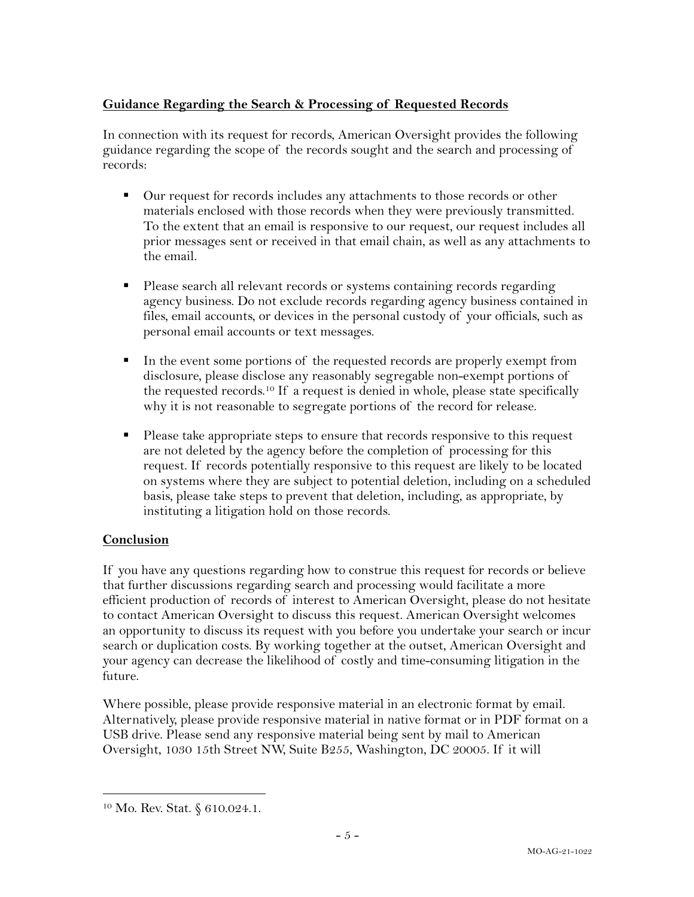**Guidance Regarding the Search & Processing of Requested Records**

In connection with its request for records, American Oversight provides the following guidance regarding the scope of the records sought and the search and processing of records:

- Our request for records includes any attachments to those records or other materials enclosed with those records when they were previously transmitted. To the extent that an email is responsive to our request, our request includes all prior messages sent or received in that email chain, as well as any attachments to the email.

- Please search all relevant records or systems containing records regarding agency business. Do not exclude records regarding agency business contained in files, email accounts, or devices in the personal custody of your officials, such as personal email accounts or text messages.

- In the event some portions of the requested records are properly exempt from disclosure, please disclose any reasonably segregable non-exempt portions of the requested records.[10] If a request is denied in whole, please state specifically why it is not reasonable to segregate portions of the record for release.

- Please take appropriate steps to ensure that records responsive to this request are not deleted by the agency before the completion of processing for this request. If records potentially responsive to this request are likely to be located on systems where they are subject to potential deletion, including on a scheduled basis, please take steps to prevent that deletion, including, as appropriate, by instituting a litigation hold on those records.

**Conclusion**

If you have any questions regarding how to construe this request for records or believe that further discussions regarding search and processing would facilitate a more efficient production of records of interest to American Oversight, please do not hesitate to contact American Oversight to discuss this request. American Oversight welcomes an opportunity to discuss its request with you before you undertake your search or incur search or duplication costs. By working together at the outset, American Oversight and your agency can decrease the likelihood of costly and time-consuming litigation in the future.

Where possible, please provide responsive material in an electronic format by email. Alternatively, please provide responsive material in native format or in PDF format on a USB drive. Please send any responsive material being sent by mail to American Oversight, 1030 15th Street NW, Suite B255, Washington, DC 20005. If it will

---

[10] Mo. Rev. Stat. § 610.024.1.

MO-AG-21-1022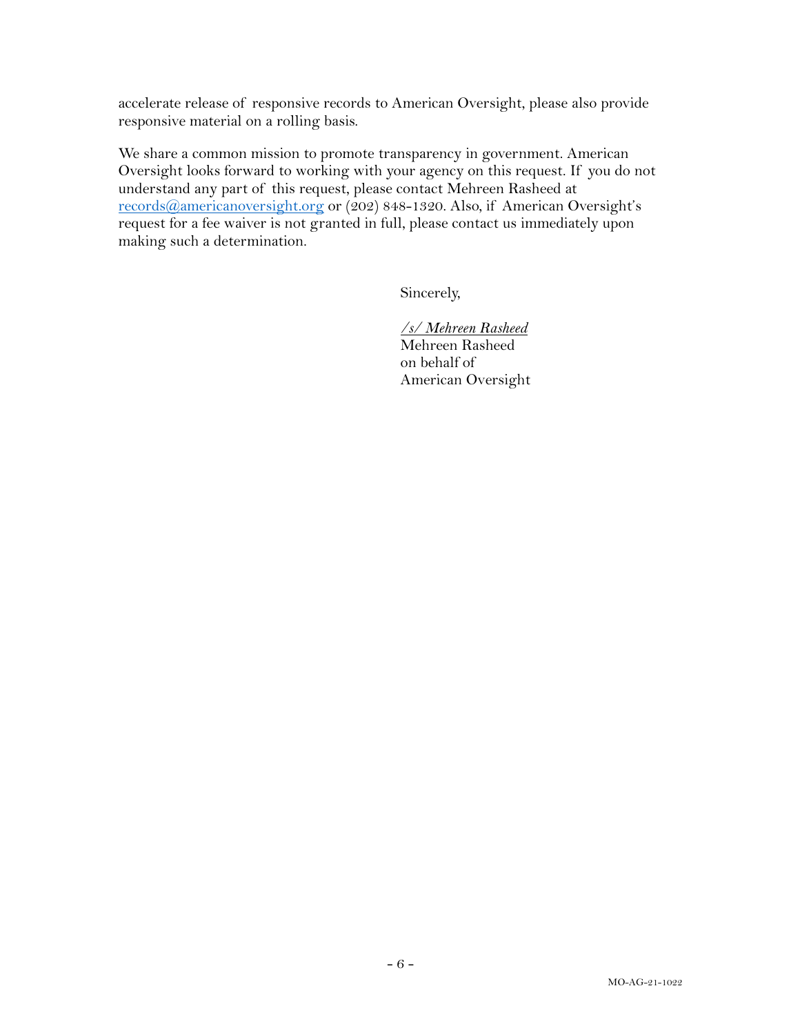accelerate release of responsive records to American Oversight, please also provide responsive material on a rolling basis.

We share a common mission to promote transparency in government. American Oversight looks forward to working with your agency on this request. If you do not understand any part of this request, please contact Mehreen Rasheed at records@americanoversight.org or (202) 848-1320. Also, if American Oversight's request for a fee waiver is not granted in full, please contact us immediately upon making such a determination.

Sincerely,

*/s/ Mehreen Rasheed*
Mehreen Rasheed
on behalf of
American Oversight

MO-AG-21-1022